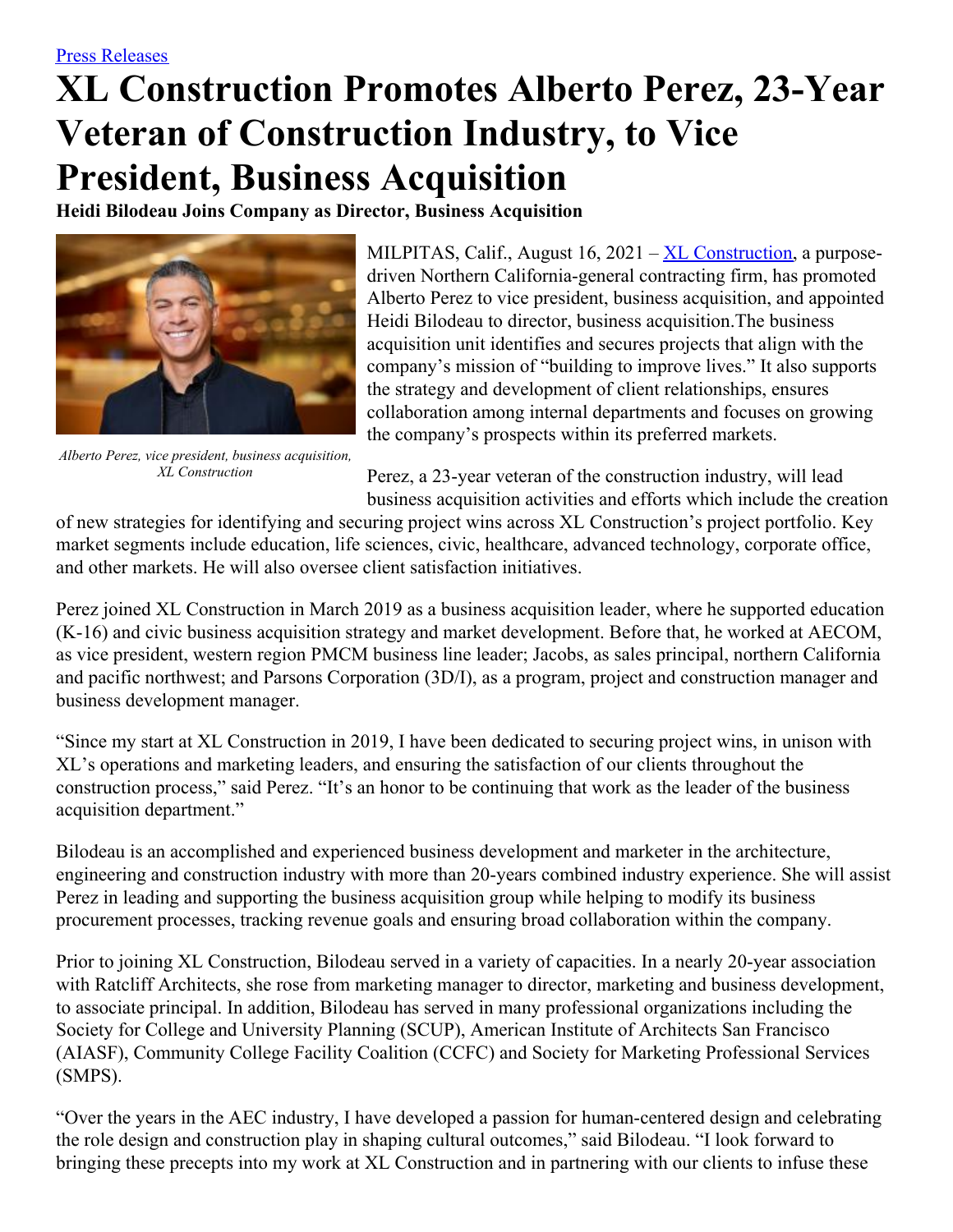[Press Releases](#)

# XL Construction Promotes Alberto Perez, 23-Year Veteran of Construction Industry, to Vice President, Business Acquisition

**Heidi Bilodeau Joins Company as Director, Business Acquisition**

*Alberto Perez, vice president, business acquisition, XL Construction*

MILPITAS, Calif., August 16, 2021 – [XL Construction](#), a purpose-driven Northern California-general contracting firm, has promoted Alberto Perez to vice president, business acquisition, and appointed Heidi Bilodeau to director, business acquisition.The business acquisition unit identifies and secures projects that align with the company's mission of "building to improve lives." It also supports the strategy and development of client relationships, ensures collaboration among internal departments and focuses on growing the company's prospects within its preferred markets.

Perez, a 23-year veteran of the construction industry, will lead business acquisition activities and efforts which include the creation of new strategies for identifying and securing project wins across XL Construction's project portfolio. Key market segments include education, life sciences, civic, healthcare, advanced technology, corporate office, and other markets. He will also oversee client satisfaction initiatives.

Perez joined XL Construction in March 2019 as a business acquisition leader, where he supported education (K-16) and civic business acquisition strategy and market development. Before that, he worked at AECOM, as vice president, western region PMCM business line leader; Jacobs, as sales principal, northern California and pacific northwest; and Parsons Corporation (3D/I), as a program, project and construction manager and business development manager.

"Since my start at XL Construction in 2019, I have been dedicated to securing project wins, in unison with XL's operations and marketing leaders, and ensuring the satisfaction of our clients throughout the construction process," said Perez. "It's an honor to be continuing that work as the leader of the business acquisition department."

Bilodeau is an accomplished and experienced business development and marketer in the architecture, engineering and construction industry with more than 20-years combined industry experience. She will assist Perez in leading and supporting the business acquisition group while helping to modify its business procurement processes, tracking revenue goals and ensuring broad collaboration within the company.

Prior to joining XL Construction, Bilodeau served in a variety of capacities. In a nearly 20-year association with Ratcliff Architects, she rose from marketing manager to director, marketing and business development, to associate principal. In addition, Bilodeau has served in many professional organizations including the Society for College and University Planning (SCUP), American Institute of Architects San Francisco (AIASF), Community College Facility Coalition (CCFC) and Society for Marketing Professional Services (SMPS).

"Over the years in the AEC industry, I have developed a passion for human-centered design and celebrating the role design and construction play in shaping cultural outcomes," said Bilodeau. "I look forward to bringing these precepts into my work at XL Construction and in partnering with our clients to infuse these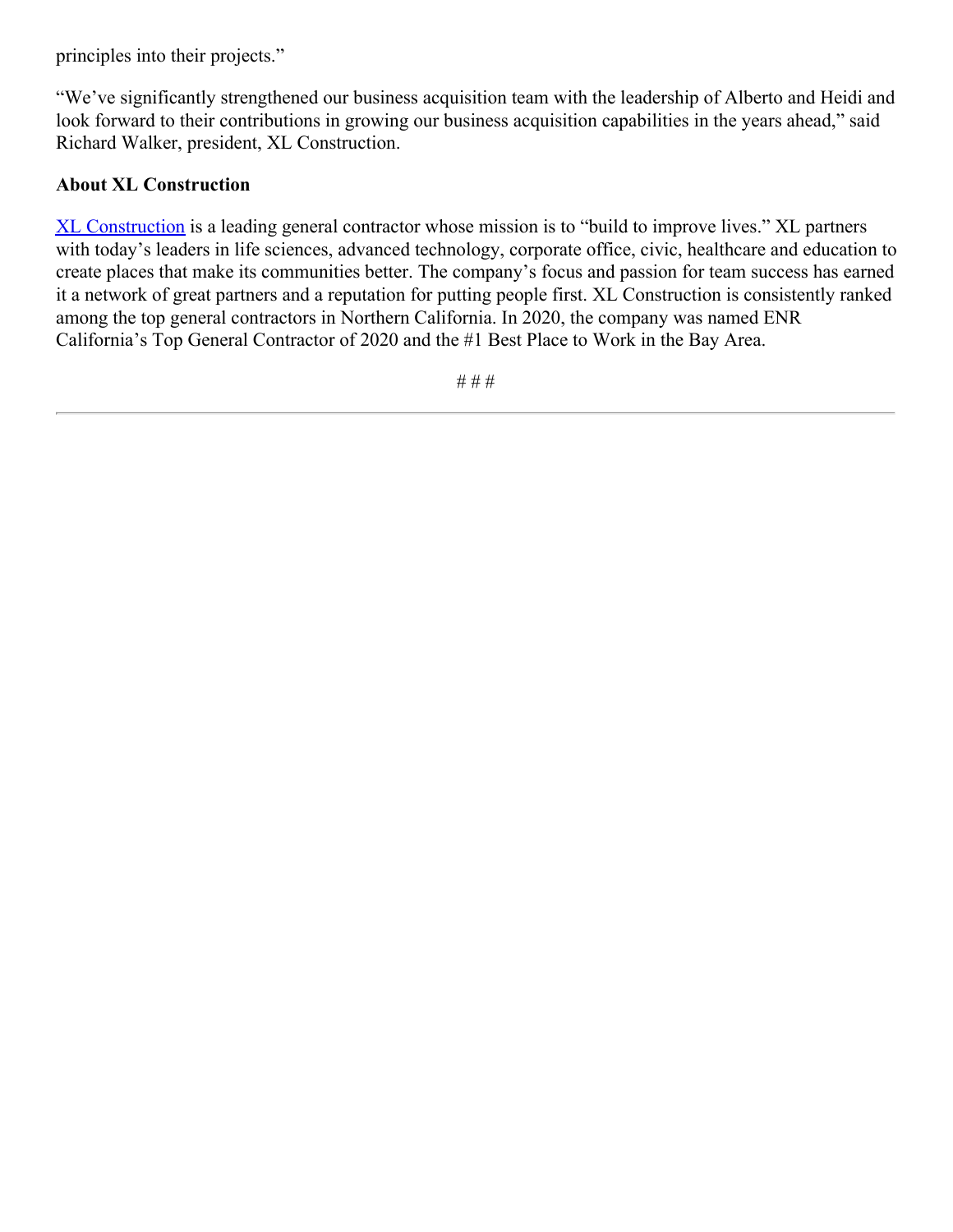principles into their projects."

"We've significantly strengthened our business acquisition team with the leadership of Alberto and Heidi and look forward to their contributions in growing our business acquisition capabilities in the years ahead," said Richard Walker, president, XL Construction.

**About XL Construction**

XL Construction is a leading general contractor whose mission is to "build to improve lives." XL partners with today's leaders in life sciences, advanced technology, corporate office, civic, healthcare and education to create places that make its communities better. The company's focus and passion for team success has earned it a network of great partners and a reputation for putting people first. XL Construction is consistently ranked among the top general contractors in Northern California. In 2020, the company was named ENR California's Top General Contractor of 2020 and the #1 Best Place to Work in the Bay Area.

# # #